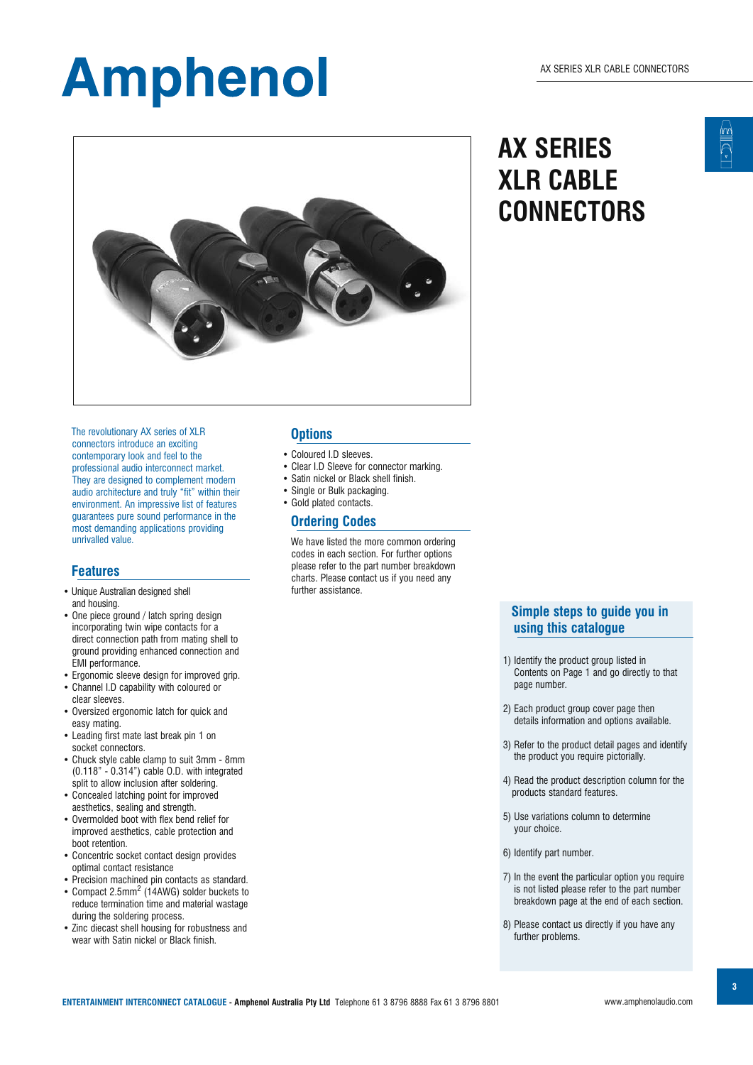# Amphenol

# AX SERIES XLR CABLE CONNECTORS

The revolutionary AX series of XLR connectors introduce an exciting contemporary look and feel to the professional audio interconnect market. They are designed to complement modern audio architecture and truly "fit" within their environment. An impressive list of features guarantees pure sound performance in the most demanding applications providing unrivalled value.

## Features

- Unique Australian designed shell and housing.
- One piece ground / latch spring design incorporating twin wipe contacts for a direct connection path from mating shell to ground providing enhanced connection and EMI performance.
- Ergonomic sleeve design for improved grip.
- Channel I.D capability with coloured or clear sleeves.
- Oversized ergonomic latch for quick and easy mating.
- Leading first mate last break pin 1 on socket connectors.
- Chuck style cable clamp to suit 3mm - 8mm (0.118" - 0.314") cable O.D. with integrated split to allow inclusion after soldering.
- Concealed latching point for improved aesthetics, sealing and strength.
- Overmolded boot with flex bend relief for improved aesthetics, cable protection and boot retention.
- Concentric socket contact design provides optimal contact resistance
- Precision machined pin contacts as standard.
- Compact 2.5mm$^2$ (14AWG) solder buckets to reduce termination time and material wastage during the soldering process.
- Zinc diecast shell housing for robustness and wear with Satin nickel or Black finish.

## Options

- Coloured I.D sleeves.
- Clear I.D Sleeve for connector marking.
- Satin nickel or Black shell finish.
- Single or Bulk packaging.
- Gold plated contacts.

## Ordering Codes

We have listed the more common ordering codes in each section. For further options please refer to the part number breakdown charts. Please contact us if you need any further assistance.

## Simple steps to guide you in using this catalogue

1) Identify the product group listed in Contents on Page 1 and go directly to that page number.
2) Each product group cover page then details information and options available.
3) Refer to the product detail pages and identify the product you require pictorially.
4) Read the product description column for the products standard features.
5) Use variations column to determine your choice.
6) Identify part number.
7) In the event the particular option you require is not listed please refer to the part number breakdown page at the end of each section.
8) Please contact us directly if you have any further problems.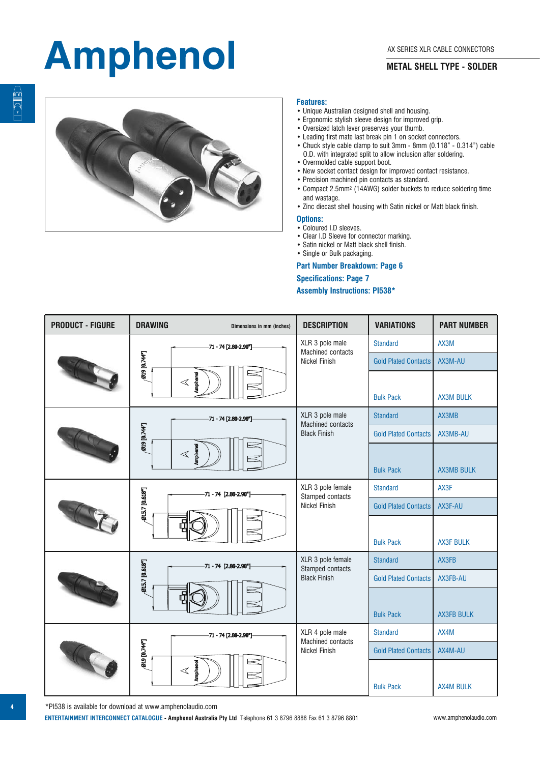# Amphenol

AX SERIES XLR CABLE CONNECTORS

**METAL SHELL TYPE - SOLDER**

### Features:

- Unique Australian designed shell and housing.
- Ergonomic stylish sleeve design for improved grip.
- Oversized latch lever preserves your thumb.
- Leading first mate last break pin 1 on socket connectors.
- Chuck style cable clamp to suit 3mm - 8mm (0.118" - 0.314") cable O.D. with integrated split to allow inclusion after soldering.
- Overmolded cable support boot.
- New socket contact design for improved contact resistance.
- Precision machined pin contacts as standard.
- Compact 2.5mm² (14AWG) solder buckets to reduce soldering time and wastage.
- Zinc diecast shell housing with Satin nickel or Matt black finish.

### Options:

- Coloured I.D sleeves.
- Clear I.D Sleeve for connector marking.
- Satin nickel or Matt black shell finish.
- Single or Bulk packaging.

**Part Number Breakdown: Page 6**

**Specifications: Page 7**

**Assembly Instructions: PI538***

| PRODUCT - FIGURE | DRAWING (Dimensions in mm (inches)) | DESCRIPTION | VARIATIONS | PART NUMBER |
|---|---|---|---|---|
| | 71 - 74 [2.80-2.90"]; Ø19 [0.744"] | XLR 3 pole male Machined contacts Nickel Finish | Standard | AX3M |
| | | | Gold Plated Contacts | AX3M-AU |
| | | | Bulk Pack | AX3M BULK |
| | 71 - 74 [2.80-2.90"]; Ø19 [0.744"] | XLR 3 pole male Machined contacts Black Finish | Standard | AX3MB |
| | | | Gold Plated Contacts | AX3MB-AU |
| | | | Bulk Pack | AX3MB BULK |
| | 71 - 74 [2.80-2.90"]; Ø15.7 [0.618"] | XLR 3 pole female Stamped contacts Nickel Finish | Standard | AX3F |
| | | | Gold Plated Contacts | AX3F-AU |
| | | | Bulk Pack | AX3F BULK |
| | 71 - 74 [2.80-2.90"]; Ø15.7 [0.618"] | XLR 3 pole female Stamped contacts Black Finish | Standard | AX3FB |
| | | | Gold Plated Contacts | AX3FB-AU |
| | | | Bulk Pack | AX3FB BULK |
| | 71 - 74 [2.80-2.90"]; Ø19 [0.744"] | XLR 4 pole male Machined contacts Nickel Finish | Standard | AX4M |
| | | | Gold Plated Contacts | AX4M-AU |
| | | | Bulk Pack | AX4M BULK |

*PI538 is available for download at www.amphenolaudio.com

**ENTERTAINMENT INTERCONNECT CATALOGUE - Amphenol Australia Pty Ltd** Telephone 61 3 8796 8888 Fax 61 3 8796 8801 www.amphenolaudio.com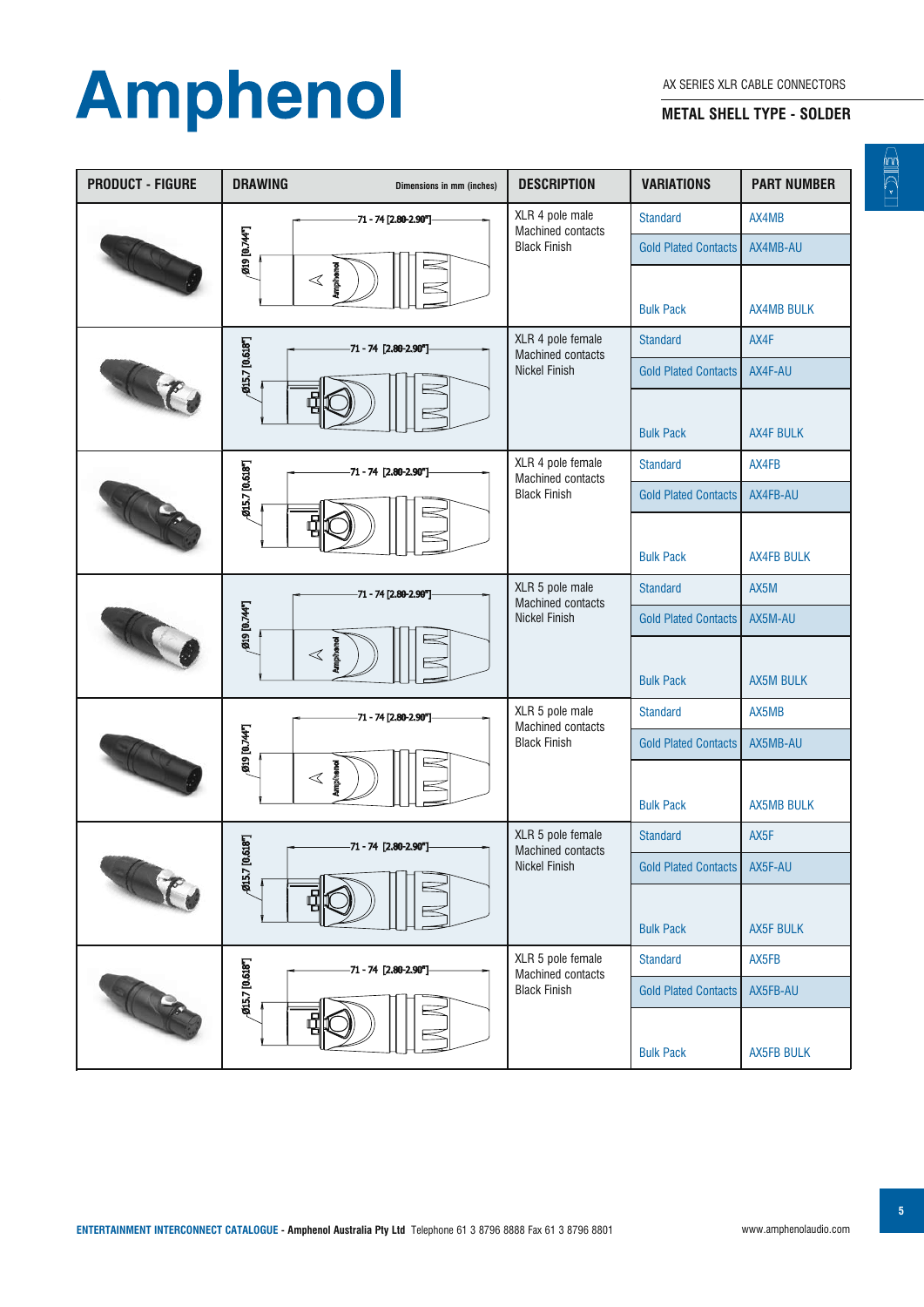# Amphenol

AX SERIES XLR CABLE CONNECTORS

**METAL SHELL TYPE - SOLDER**

| PRODUCT - FIGURE | DRAWING (Dimensions in mm (inches)) | DESCRIPTION | VARIATIONS | PART NUMBER |
|---|---|---|---|---|
| | 71 - 74 [2.80-2.90"], Ø19 [0.744"] | XLR 4 pole male Machined contacts Black Finish | Standard | AX4MB |
| | | | Gold Plated Contacts | AX4MB-AU |
| | | | Bulk Pack | AX4MB BULK |
| | 71 - 74 [2.80-2.90"], Ø15.7 [0.618"] | XLR 4 pole female Machined contacts Nickel Finish | Standard | AX4F |
| | | | Gold Plated Contacts | AX4F-AU |
| | | | Bulk Pack | AX4F BULK |
| | 71 - 74 [2.80-2.90"], Ø15.7 [0.618"] | XLR 4 pole female Machined contacts Black Finish | Standard | AX4FB |
| | | | Gold Plated Contacts | AX4FB-AU |
| | | | Bulk Pack | AX4FB BULK |
| | 71 - 74 [2.80-2.90"], Ø19 [0.744"] | XLR 5 pole male Machined contacts Nickel Finish | Standard | AX5M |
| | | | Gold Plated Contacts | AX5M-AU |
| | | | Bulk Pack | AX5M BULK |
| | 71 - 74 [2.80-2.90"], Ø19 [0.744"] | XLR 5 pole male Machined contacts Black Finish | Standard | AX5MB |
| | | | Gold Plated Contacts | AX5MB-AU |
| | | | Bulk Pack | AX5MB BULK |
| | 71 - 74 [2.80-2.90"], Ø15.7 [0.618"] | XLR 5 pole female Machined contacts Nickel Finish | Standard | AX5F |
| | | | Gold Plated Contacts | AX5F-AU |
| | | | Bulk Pack | AX5F BULK |
| | 71 - 74 [2.80-2.90"], Ø15.7 [0.618"] | XLR 5 pole female Machined contacts Black Finish | Standard | AX5FB |
| | | | Gold Plated Contacts | AX5FB-AU |
| | | | Bulk Pack | AX5FB BULK |

**ENTERTAINMENT INTERCONNECT CATALOGUE - Amphenol Australia Pty Ltd** Telephone 61 3 8796 8888 Fax 61 3 8796 8801 www.amphenolaudio.com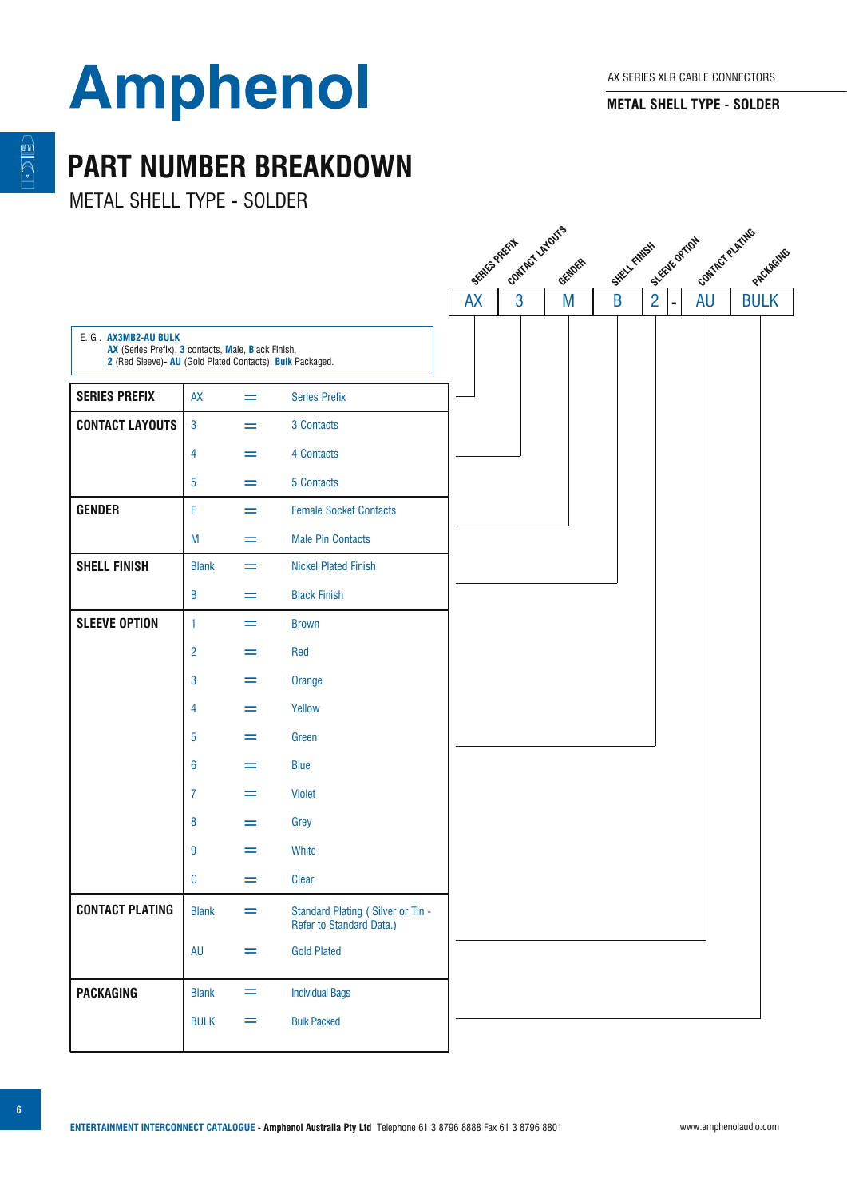# Amphenol

AX SERIES XLR CABLE CONNECTORS

**METAL SHELL TYPE - SOLDER**

## PART NUMBER BREAKDOWN

METAL SHELL TYPE - SOLDER

| SERIES PREFIX | CONTACT LAYOUTS | GENDER | SHELL FINISH | SLEEVE OPTION | | CONTACT PLATING | PACKAGING |
|---|---|---|---|---|---|---|---|
| AX | 3 | M | B | 2 | - | AU | BULK |

E. G . **AX3MB2-AU BULK**
**AX** (Series Prefix), **3** contacts, **M**ale, **B**lack Finish,
**2** (Red Sleeve)- **AU** (Gold Plated Contacts), **Bulk** Packaged.

| | | | |
|---|---|---|---|
| **SERIES PREFIX** | AX | = | Series Prefix |
| **CONTACT LAYOUTS** | 3 | = | 3 Contacts |
| | 4 | = | 4 Contacts |
| | 5 | = | 5 Contacts |
| **GENDER** | F | = | Female Socket Contacts |
| | M | = | Male Pin Contacts |
| **SHELL FINISH** | Blank | = | Nickel Plated Finish |
| | B | = | Black Finish |
| **SLEEVE OPTION** | 1 | = | Brown |
| | 2 | = | Red |
| | 3 | = | Orange |
| | 4 | = | Yellow |
| | 5 | = | Green |
| | 6 | = | Blue |
| | 7 | = | Violet |
| | 8 | = | Grey |
| | 9 | = | White |
| | C | = | Clear |
| **CONTACT PLATING** | Blank | = | Standard Plating ( Silver or Tin - Refer to Standard Data.) |
| | AU | = | Gold Plated |
| **PACKAGING** | Blank | = | Individual Bags |
| | BULK | = | Bulk Packed |

**ENTERTAINMENT INTERCONNECT CATALOGUE - Amphenol Australia Pty Ltd** Telephone 61 3 8796 8888 Fax 61 3 8796 8801

www.amphenolaudio.com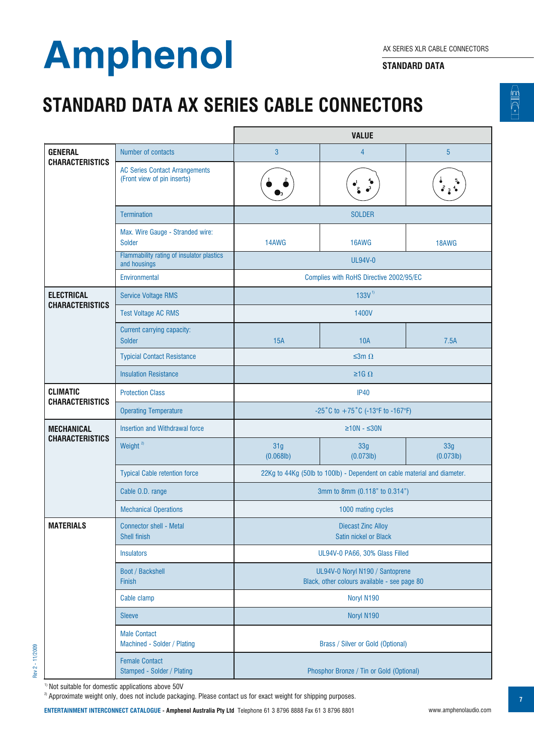# Amphenol

AX SERIES XLR CABLE CONNECTORS

STANDARD DATA

## STANDARD DATA AX SERIES CABLE CONNECTORS

| | | VALUE | | |
|---|---|---|---|---|
| **GENERAL CHARACTERISTICS** | Number of contacts | 3 | 4 | 5 |
| | AC Series Contact Arrangements (Front view of pin inserts) | 1, 2, 3 | 1, 2, 3, 4 | 1, 2, 3, 4, 5 |
| | Termination | SOLDER | | |
| | Max. Wire Gauge - Stranded wire: Solder | 14AWG | 16AWG | 18AWG |
| | Flammability rating of insulator plastics and housings | UL94V-0 | | |
| | Environmental | Complies with RoHS Directive 2002/95/EC | | |
| **ELECTRICAL CHARACTERISTICS** | Service Voltage RMS | 133V [1] | | |
| | Test Voltage AC RMS | 1400V | | |
| | Current carrying capacity: Solder | 15A | 10A | 7.5A |
| | Typical Contact Resistance | ≤3m Ω | | |
| | Insulation Resistance | ≥1G Ω | | |
| **CLIMATIC CHARACTERISTICS** | Protection Class | IP40 | | |
| | Operating Temperature | -25˚C to +75˚C (-13°F to -167°F) | | |
| **MECHANICAL CHARACTERISTICS** | Insertion and Withdrawal force | ≥10N - ≤30N | | |
| | Weight [2] | 31g (0.068lb) | 33g (0.073lb) | 33g (0.073lb) |
| | Typical Cable retention force | 22Kg to 44Kg (50lb to 100lb) - Dependent on cable material and diameter. | | |
| | Cable O.D. range | 3mm to 8mm (0.118" to 0.314") | | |
| | Mechanical Operations | 1000 mating cycles | | |
| **MATERIALS** | Connector shell - Metal<br>Shell finish | Diecast Zinc Alloy<br>Satin nickel or Black | | |
| | Insulators | UL94V-0 PA66, 30% Glass Filled | | |
| | Boot / Backshell<br>Finish | UL94V-0 Noryl N190 / Santoprene<br>Black, other colours available - see page 80 | | |
| | Cable clamp | Noryl N190 | | |
| | Sleeve | Noryl N190 | | |
| | Male Contact<br>Machined - Solder / Plating | Brass / Silver or Gold (Optional) | | |
| | Female Contact<br>Stamped - Solder / Plating | Phosphor Bronze / Tin or Gold (Optional) | | |

[1] Not suitable for domestic applications above 50V

[2] Approximate weight only, does not include packaging. Please contact us for exact weight for shipping purposes.